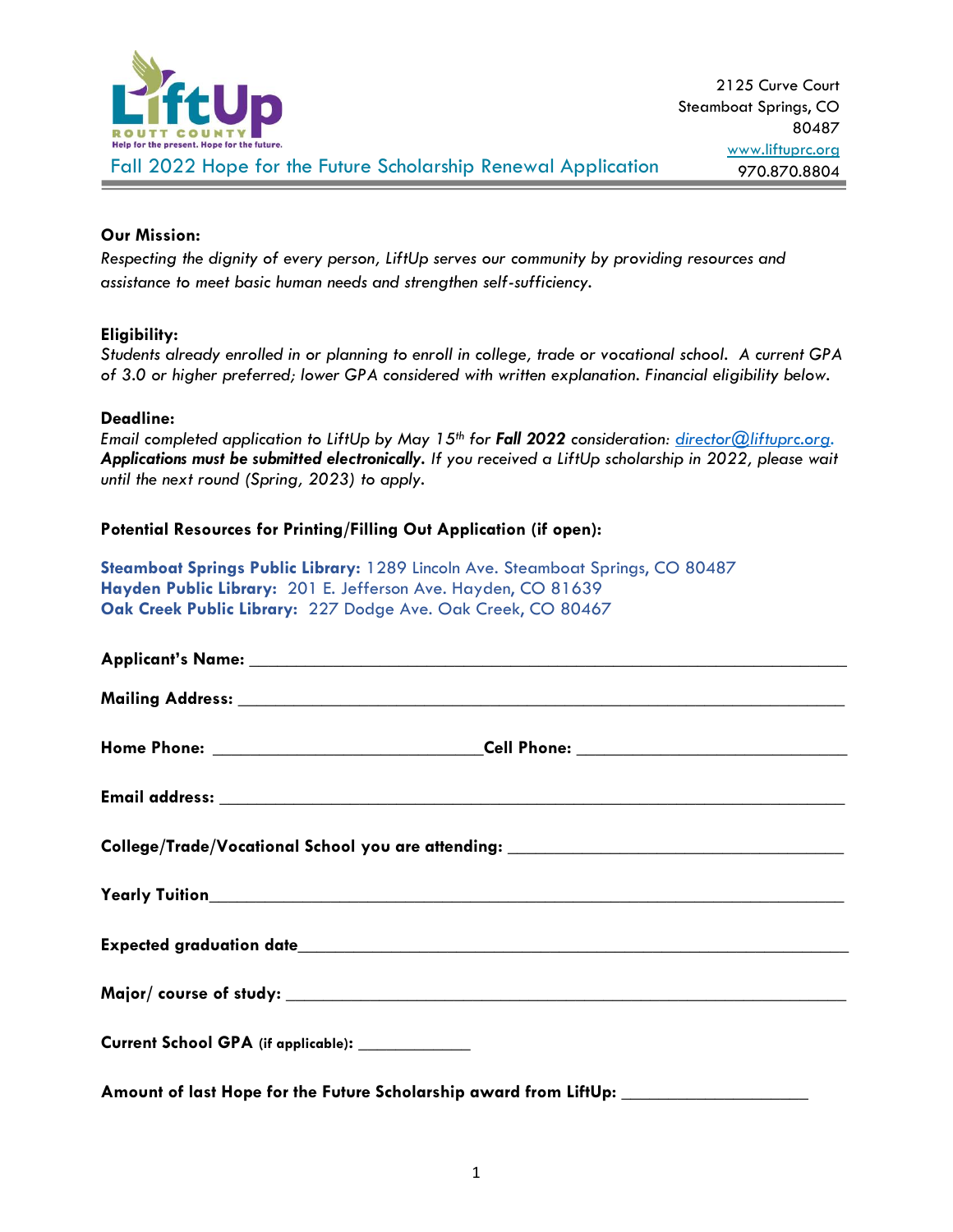LiftUp ROUTT COUNTY
Help for the present. Hope for the future.

2125 Curve Court
Steamboat Springs, CO
80487
www.liftuprc.org
970.870.8804

# Fall 2022 Hope for the Future Scholarship Renewal Application

**Our Mission:**

*Respecting the dignity of every person, LiftUp serves our community by providing resources and assistance to meet basic human needs and strengthen self-sufficiency.*

**Eligibility:**

*Students already enrolled in or planning to enroll in college, trade or vocational school. A current GPA of 3.0 or higher preferred; lower GPA considered with written explanation. Financial eligibility below.*

**Deadline:**

*Email completed application to LiftUp by May 15th for **Fall 2022** consideration: director@liftuprc.org. **Applications must be submitted electronically.** If you received a LiftUp scholarship in 2022, please wait until the next round (Spring, 2023) to apply.*

**Potential Resources for Printing/Filling Out Application (if open):**

**Steamboat Springs Public Library:** 1289 Lincoln Ave. Steamboat Springs, CO 80487
**Hayden Public Library:** 201 E. Jefferson Ave. Hayden, CO 81639
**Oak Creek Public Library:** 227 Dodge Ave. Oak Creek, CO 80467

**Applicant's Name:** ______________________________________________

**Mailing Address:** ______________________________________________

**Home Phone:** ____________________________ **Cell Phone:** ____________________________

**Email address:** ______________________________________________

**College/Trade/Vocational School you are attending:** ______________________________

**Yearly Tuition**______________________________________________

**Expected graduation date**______________________________________________

**Major/ course of study:** ______________________________________________

**Current School GPA (if applicable):** ____________

**Amount of last Hope for the Future Scholarship award from LiftUp:** ____________________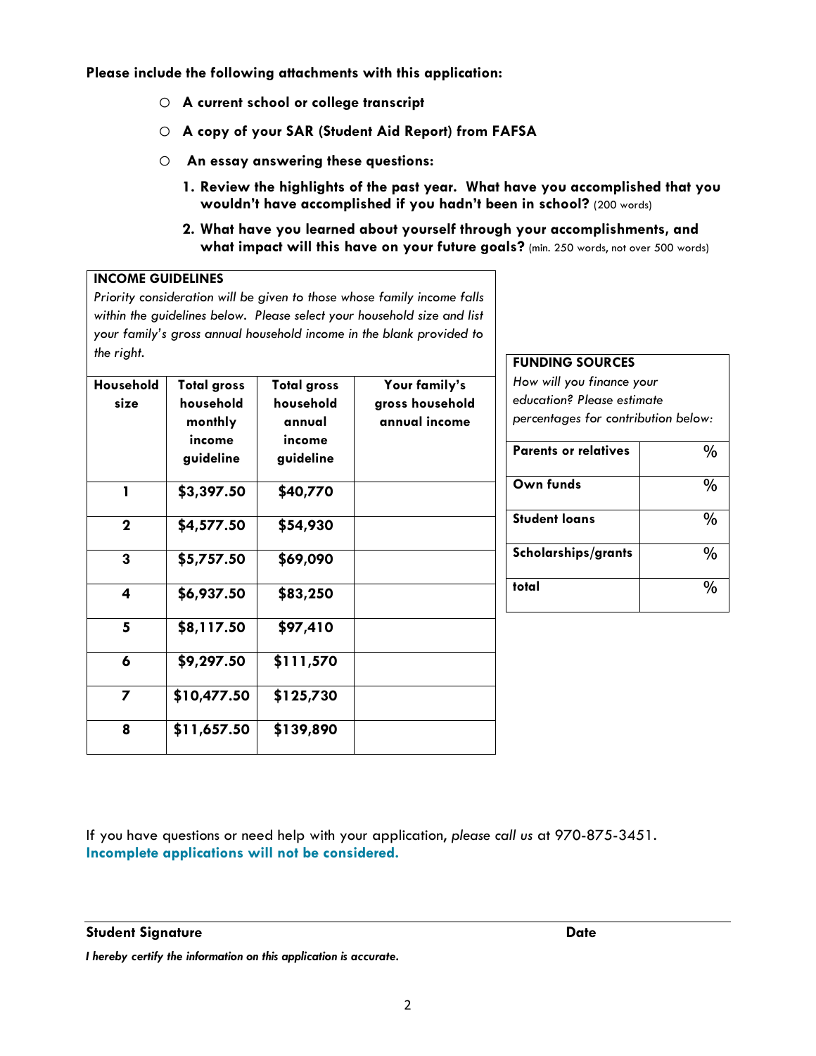**Please include the following attachments with this application:**

- **A current school or college transcript**
- **A copy of your SAR (Student Aid Report) from FAFSA**
- **An essay answering these questions:**
  1. **Review the highlights of the past year. What have you accomplished that you wouldn't have accomplished if you hadn't been in school?** (200 words)
  2. **What have you learned about yourself through your accomplishments, and what impact will this have on your future goals?** (min. 250 words, not over 500 words)

**INCOME GUIDELINES**

*Priority consideration will be given to those whose family income falls within the guidelines below. Please select your household size and list your family's gross annual household income in the blank provided to the right.*

| Household size | Total gross household monthly income guideline | Total gross household annual income guideline | Your family's gross household annual income |
|---|---|---|---|
| 1 | $3,397.50 | $40,770 | |
| 2 | $4,577.50 | $54,930 | |
| 3 | $5,757.50 | $69,090 | |
| 4 | $6,937.50 | $83,250 | |
| 5 | $8,117.50 | $97,410 | |
| 6 | $9,297.50 | $111,570 | |
| 7 | $10,477.50 | $125,730 | |
| 8 | $11,657.50 | $139,890 | |

**FUNDING SOURCES**

*How will you finance your education? Please estimate percentages for contribution below:*

| | |
|---|---|
| **Parents or relatives** | % |
| **Own funds** | % |
| **Student loans** | % |
| **Scholarships/grants** | % |
| **total** | % |

If you have questions or need help with your application, *please call us* at 970-875-3451.
**Incomplete applications will not be considered.**

**Student Signature** **Date**

***I hereby certify the information on this application is accurate.***